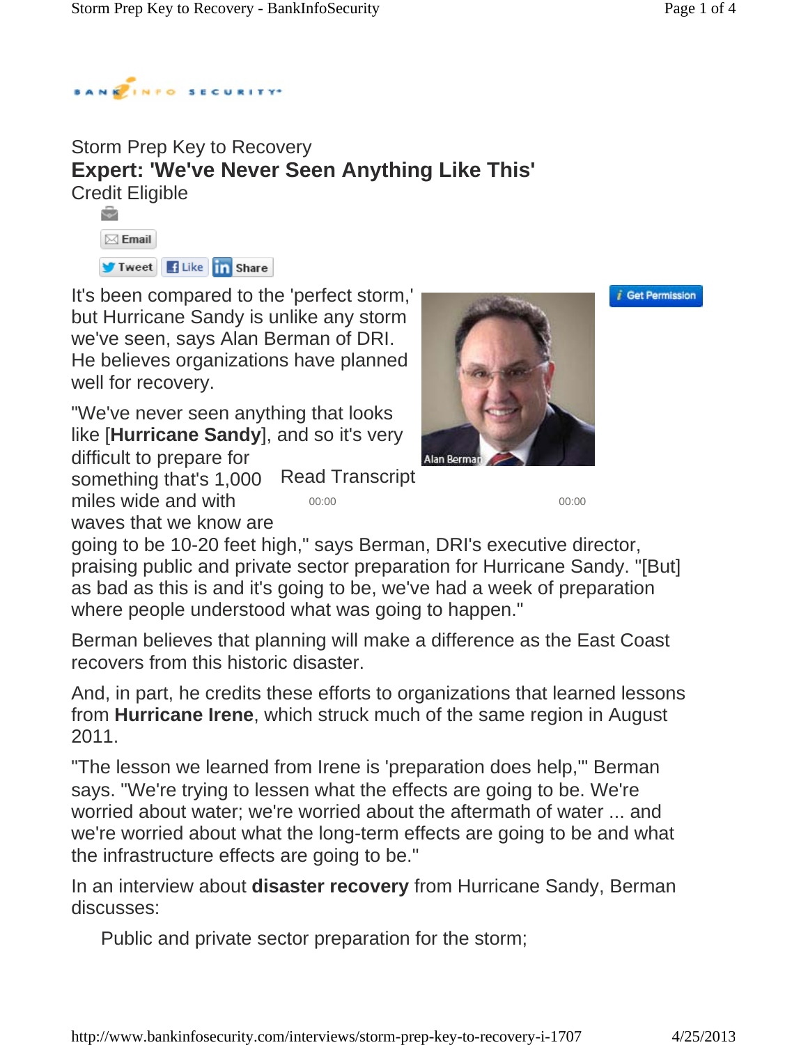Storm Prep Key to Recovery

# Expert: 'We've Never Seen Anything Like This'

Credit Eligible

Email

Tweet Like Share

Get Permission

It's been compared to the 'perfect storm,' but Hurricane Sandy is unlike any storm we've seen, says Alan Berman of DRI. He believes organizations have planned well for recovery.

Alan Berman

"We've never seen anything that looks like [**Hurricane Sandy**], and so it's very difficult to prepare for something that's 1,000 miles wide and with waves that we know are going to be 10-20 feet high," says Berman, DRI's executive director, praising public and private sector preparation for Hurricane Sandy. "[But] as bad as this is and it's going to be, we've had a week of preparation where people understood what was going to happen."

Read Transcript

00:00 00:00

Berman believes that planning will make a difference as the East Coast recovers from this historic disaster.

And, in part, he credits these efforts to organizations that learned lessons from **Hurricane Irene**, which struck much of the same region in August 2011.

"The lesson we learned from Irene is 'preparation does help,'" Berman says. "We're trying to lessen what the effects are going to be. We're worried about water; we're worried about the aftermath of water ... and we're worried about what the long-term effects are going to be and what the infrastructure effects are going to be."

In an interview about **disaster recovery** from Hurricane Sandy, Berman discusses:

- Public and private sector preparation for the storm;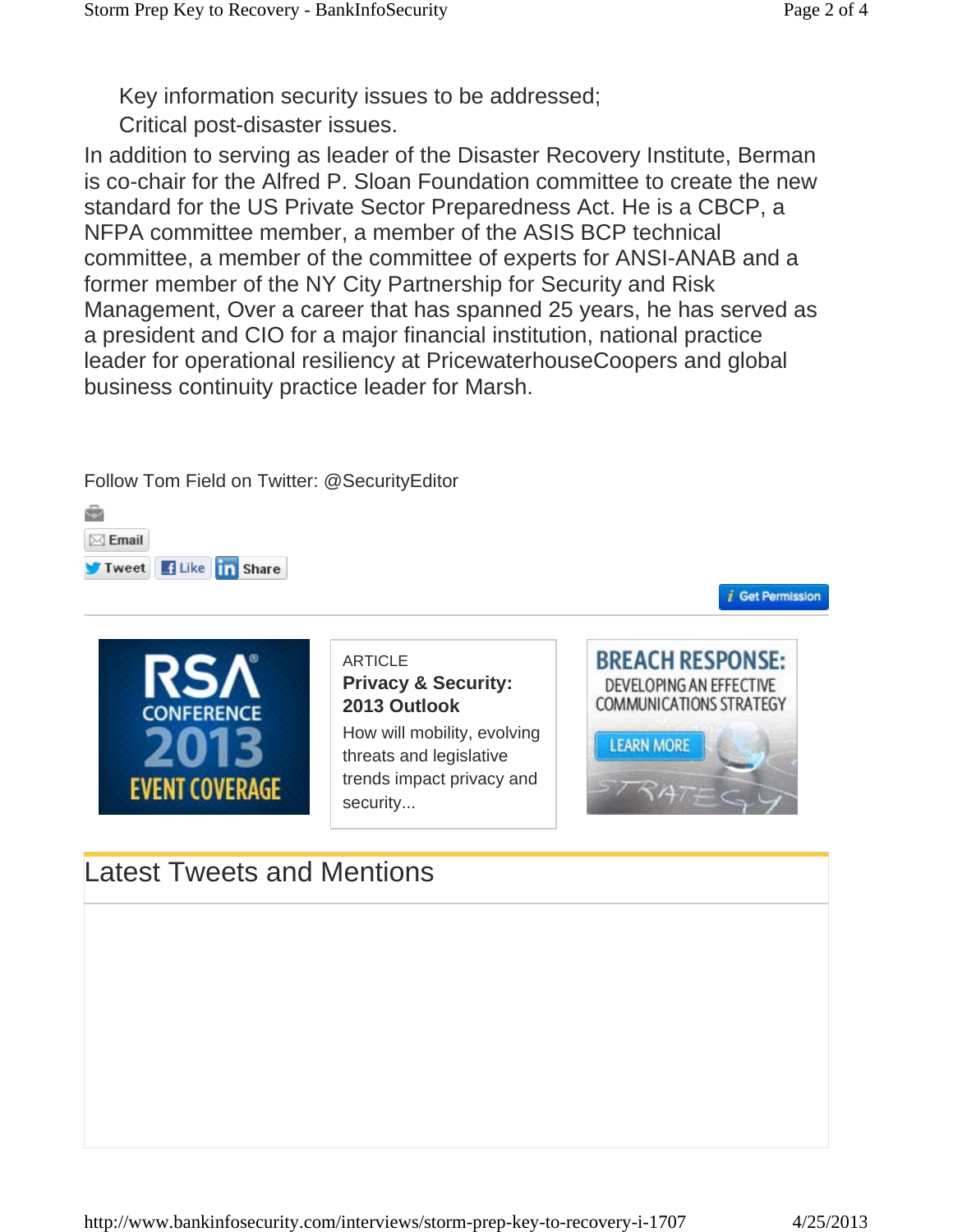Key information security issues to be addressed;

Critical post-disaster issues.

In addition to serving as leader of the Disaster Recovery Institute, Berman is co-chair for the Alfred P. Sloan Foundation committee to create the new standard for the US Private Sector Preparedness Act. He is a CBCP, a NFPA committee member, a member of the ASIS BCP technical committee, a member of the committee of experts for ANSI-ANAB and a former member of the NY City Partnership for Security and Risk Management, Over a career that has spanned 25 years, he has served as a president and CIO for a major financial institution, national practice leader for operational resiliency at PricewaterhouseCoopers and global business continuity practice leader for Marsh.

Follow Tom Field on Twitter: @SecurityEditor

Email

Tweet Like Share

Get Permission

RSA CONFERENCE 2013 EVENT COVERAGE

ARTICLE

**Privacy & Security: 2013 Outlook**

How will mobility, evolving threats and legislative trends impact privacy and security...

BREACH RESPONSE: DEVELOPING AN EFFECTIVE COMMUNICATIONS STRATEGY

LEARN MORE

## Latest Tweets and Mentions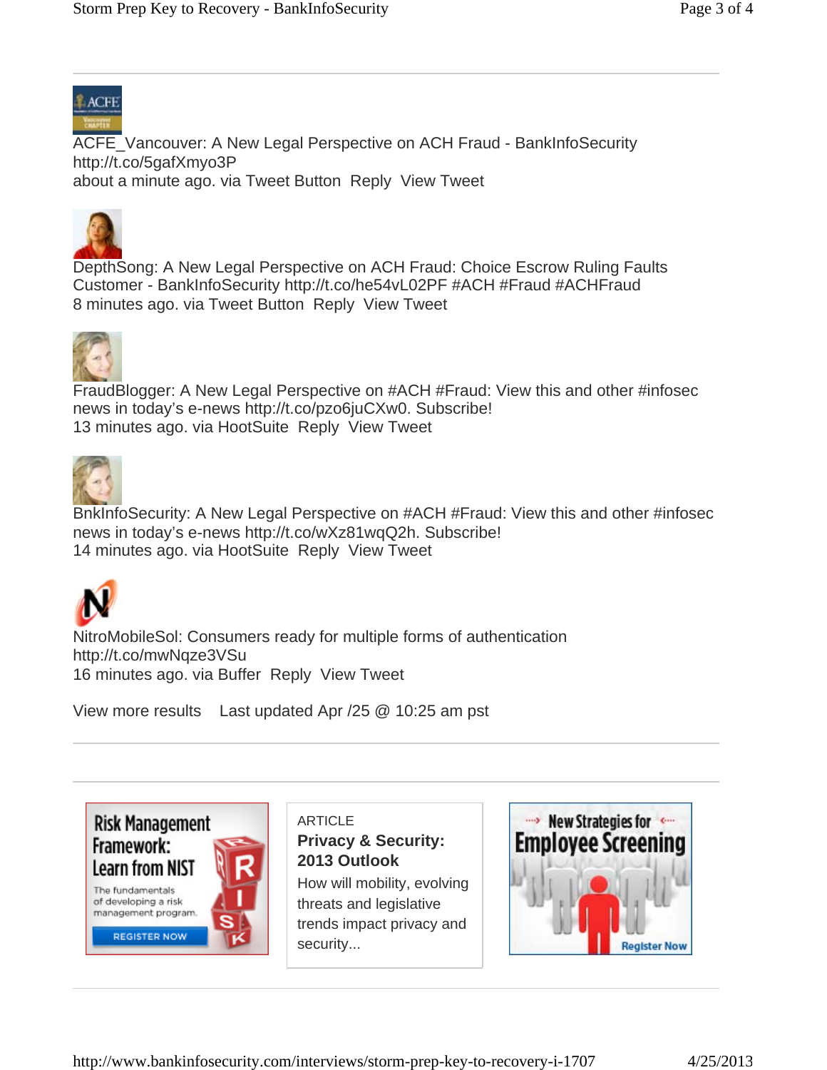ACFE_Vancouver: A New Legal Perspective on ACH Fraud - BankInfoSecurity http://t.co/5gafXmyo3P
about a minute ago. via Tweet Button Reply View Tweet

DepthSong: A New Legal Perspective on ACH Fraud: Choice Escrow Ruling Faults Customer - BankInfoSecurity http://t.co/he54vL02PF #ACH #Fraud #ACHFraud
8 minutes ago. via Tweet Button Reply View Tweet

FraudBlogger: A New Legal Perspective on #ACH #Fraud: View this and other #infosec news in today's e-news http://t.co/pzo6juCXw0. Subscribe!
13 minutes ago. via HootSuite Reply View Tweet

BnkInfoSecurity: A New Legal Perspective on #ACH #Fraud: View this and other #infosec news in today's e-news http://t.co/wXz81wqQ2h. Subscribe!
14 minutes ago. via HootSuite Reply View Tweet

NitroMobileSol: Consumers ready for multiple forms of authentication http://t.co/mwNqze3VSu
16 minutes ago. via Buffer Reply View Tweet

View more results Last updated Apr /25 @ 10:25 am pst

Risk Management Framework: Learn from NIST
The fundamentals of developing a risk management program.
REGISTER NOW

ARTICLE
**Privacy & Security: 2013 Outlook**
How will mobility, evolving threats and legislative trends impact privacy and security...

New Strategies for Employee Screening
Register Now